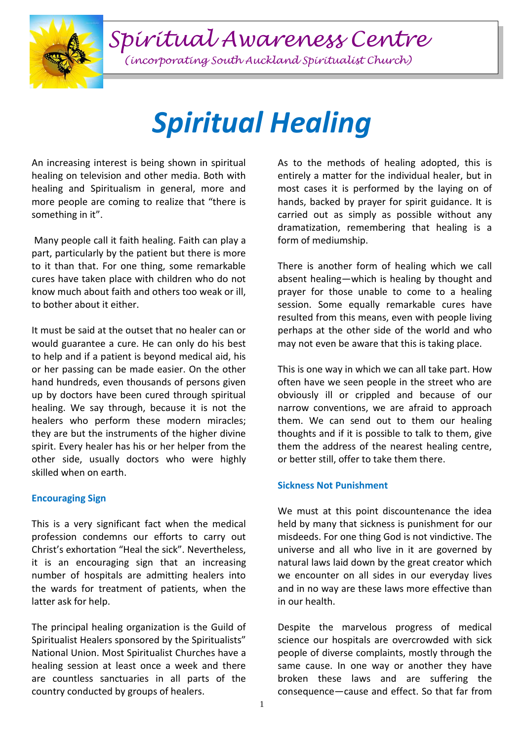# Spiritual Awareness Centre

*(incorporating South Auckland Spiritualist Church)*

# *Spiritual Healing*

An increasing interest is being shown in spiritual healing on television and other media. Both with healing and Spiritualism in general, more and more people are coming to realize that "there is something in it".

Many people call it faith healing. Faith can play a part, particularly by the patient but there is more to it than that. For one thing, some remarkable cures have taken place with children who do not know much about faith and others too weak or ill, to bother about it either.

It must be said at the outset that no healer can or would guarantee a cure. He can only do his best to help and if a patient is beyond medical aid, his or her passing can be made easier. On the other hand hundreds, even thousands of persons given up by doctors have been cured through spiritual healing. We say through, because it is not the healers who perform these modern miracles; they are but the instruments of the higher divine spirit. Every healer has his or her helper from the other side, usually doctors who were highly skilled when on earth.

### Encouraging Sign

This is a very significant fact when the medical profession condemns our efforts to carry out Christ's exhortation "Heal the sick". Nevertheless, it is an encouraging sign that an increasing number of hospitals are admitting healers into the wards for treatment of patients, when the latter ask for help.

The principal healing organization is the Guild of Spiritualist Healers sponsored by the Spiritualists" National Union. Most Spiritualist Churches have a healing session at least once a week and there are countless sanctuaries in all parts of the country conducted by groups of healers.

As to the methods of healing adopted, this is entirely a matter for the individual healer, but in most cases it is performed by the laying on of hands, backed by prayer for spirit guidance. It is carried out as simply as possible without any dramatization, remembering that healing is a form of mediumship.

There is another form of healing which we call absent healing—which is healing by thought and prayer for those unable to come to a healing session. Some equally remarkable cures have resulted from this means, even with people living perhaps at the other side of the world and who may not even be aware that this is taking place.

This is one way in which we can all take part. How often have we seen people in the street who are obviously ill or crippled and because of our narrow conventions, we are afraid to approach them. We can send out to them our healing thoughts and if it is possible to talk to them, give them the address of the nearest healing centre, or better still, offer to take them there.

### Sickness Not Punishment

We must at this point discountenance the idea held by many that sickness is punishment for our misdeeds. For one thing God is not vindictive. The universe and all who live in it are governed by natural laws laid down by the great creator which we encounter on all sides in our everyday lives and in no way are these laws more effective than in our health.

Despite the marvelous progress of medical science our hospitals are overcrowded with sick people of diverse complaints, mostly through the same cause. In one way or another they have broken these laws and are suffering the consequence—cause and effect. So that far from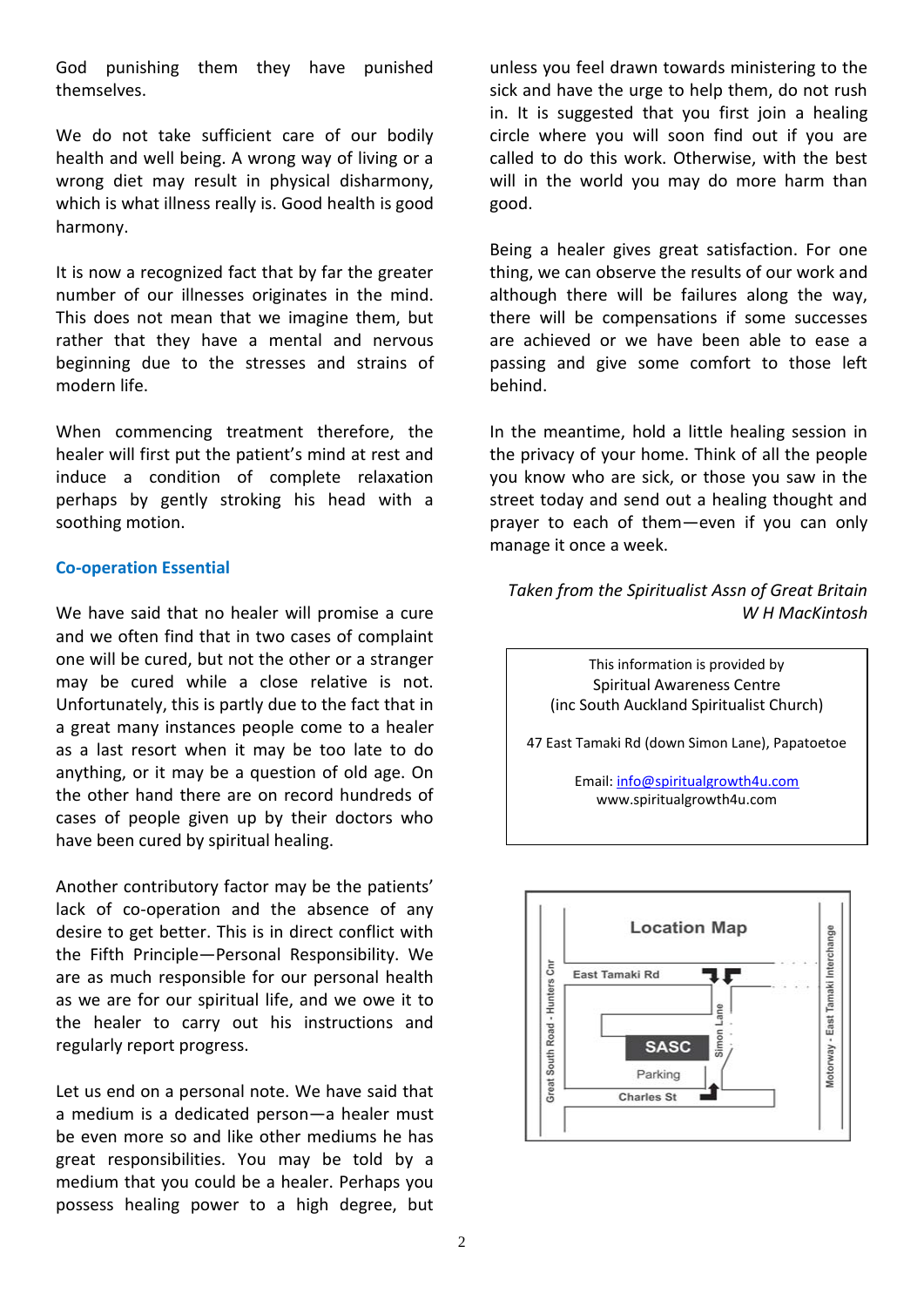God punishing them they have punished themselves.

We do not take sufficient care of our bodily health and well being. A wrong way of living or a wrong diet may result in physical disharmony, which is what illness really is. Good health is good harmony.

It is now a recognized fact that by far the greater number of our illnesses originates in the mind. This does not mean that we imagine them, but rather that they have a mental and nervous beginning due to the stresses and strains of modern life.

When commencing treatment therefore, the healer will first put the patient's mind at rest and induce a condition of complete relaxation perhaps by gently stroking his head with a soothing motion.

### Co-operation Essential

We have said that no healer will promise a cure and we often find that in two cases of complaint one will be cured, but not the other or a stranger may be cured while a close relative is not. Unfortunately, this is partly due to the fact that in a great many instances people come to a healer as a last resort when it may be too late to do anything, or it may be a question of old age. On the other hand there are on record hundreds of cases of people given up by their doctors who have been cured by spiritual healing.

Another contributory factor may be the patients' lack of co-operation and the absence of any desire to get better. This is in direct conflict with the Fifth Principle—Personal Responsibility. We are as much responsible for our personal health as we are for our spiritual life, and we owe it to the healer to carry out his instructions and regularly report progress.

Let us end on a personal note. We have said that a medium is a dedicated person—a healer must be even more so and like other mediums he has great responsibilities. You may be told by a medium that you could be a healer. Perhaps you possess healing power to a high degree, but unless you feel drawn towards ministering to the sick and have the urge to help them, do not rush in. It is suggested that you first join a healing circle where you will soon find out if you are called to do this work. Otherwise, with the best will in the world you may do more harm than good.

Being a healer gives great satisfaction. For one thing, we can observe the results of our work and although there will be failures along the way, there will be compensations if some successes are achieved or we have been able to ease a passing and give some comfort to those left behind.

In the meantime, hold a little healing session in the privacy of your home. Think of all the people you know who are sick, or those you saw in the street today and send out a healing thought and prayer to each of them—even if you can only manage it once a week.

*Taken from the Spiritualist Assn of Great Britain*
*W H MacKintosh*

This information is provided by
Spiritual Awareness Centre
(inc South Auckland Spiritualist Church)

47 East Tamaki Rd (down Simon Lane), Papatoetoe

Email: info@spiritualgrowth4u.com
www.spiritualgrowth4u.com

Location Map

East Tamaki Rd

Simon Lane

SASC

Parking

Charles St

Great South Road - Hunters Cnr

Motorway - East Tamaki Interchange